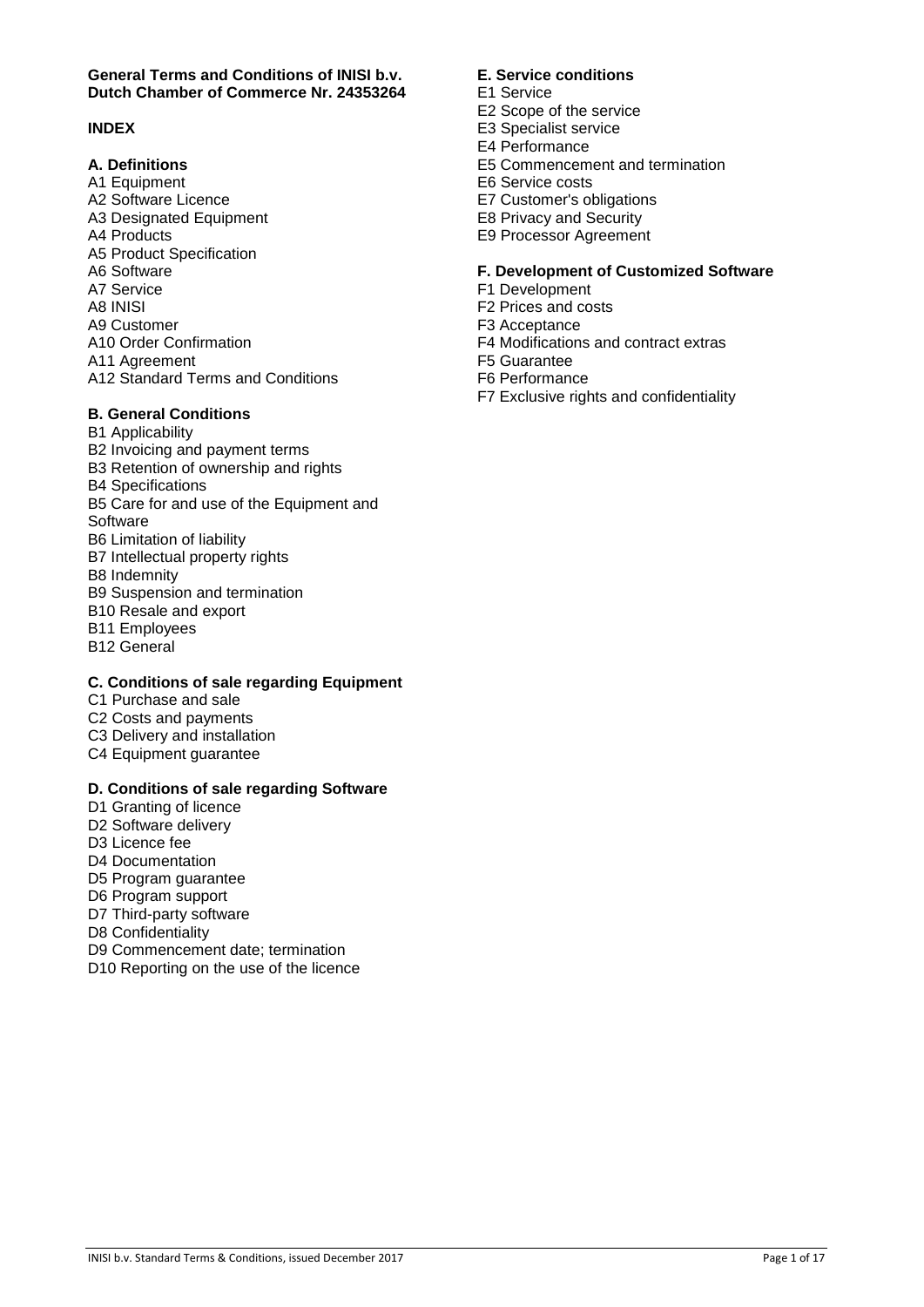**General Terms and Conditions of INISI b.v.**
**Dutch Chamber of Commerce Nr. 24353264**

## INDEX

### A. Definitions

A1 Equipment
A2 Software Licence
A3 Designated Equipment
A4 Products
A5 Product Specification
A6 Software
A7 Service
A8 INISI
A9 Customer
A10 Order Confirmation
A11 Agreement
A12 Standard Terms and Conditions

### B. General Conditions

B1 Applicability
B2 Invoicing and payment terms
B3 Retention of ownership and rights
B4 Specifications
B5 Care for and use of the Equipment and Software
B6 Limitation of liability
B7 Intellectual property rights
B8 Indemnity
B9 Suspension and termination
B10 Resale and export
B11 Employees
B12 General

### C. Conditions of sale regarding Equipment

C1 Purchase and sale
C2 Costs and payments
C3 Delivery and installation
C4 Equipment guarantee

### D. Conditions of sale regarding Software

D1 Granting of licence
D2 Software delivery
D3 Licence fee
D4 Documentation
D5 Program guarantee
D6 Program support
D7 Third-party software
D8 Confidentiality
D9 Commencement date; termination
D10 Reporting on the use of the licence

### E. Service conditions

E1 Service
E2 Scope of the service
E3 Specialist service
E4 Performance
E5 Commencement and termination
E6 Service costs
E7 Customer's obligations
E8 Privacy and Security
E9 Processor Agreement

### F. Development of Customized Software

F1 Development
F2 Prices and costs
F3 Acceptance
F4 Modifications and contract extras
F5 Guarantee
F6 Performance
F7 Exclusive rights and confidentiality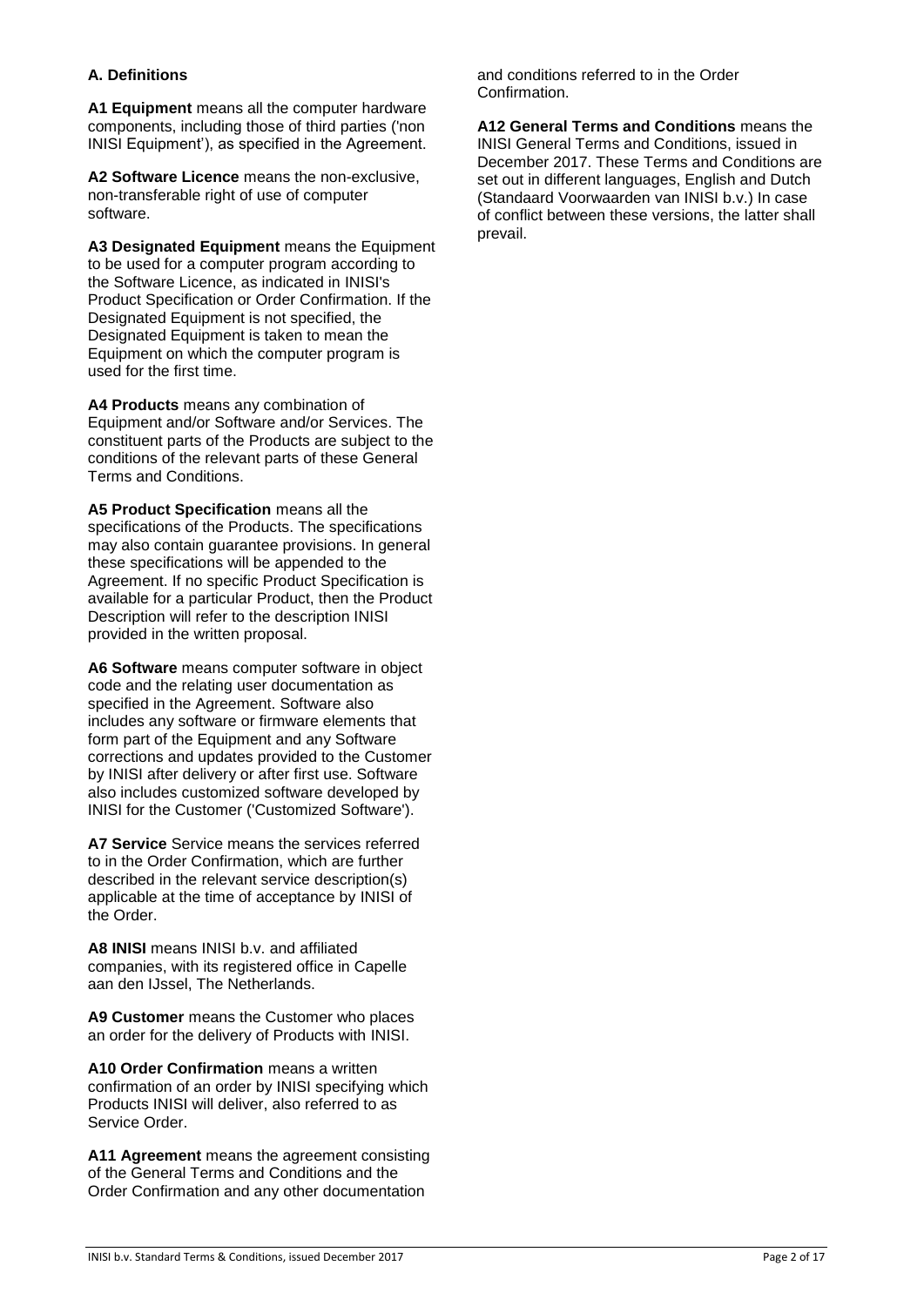### A. Definitions

**A1 Equipment** means all the computer hardware components, including those of third parties ('non INISI Equipment'), as specified in the Agreement.

**A2 Software Licence** means the non-exclusive, non-transferable right of use of computer software.

**A3 Designated Equipment** means the Equipment to be used for a computer program according to the Software Licence, as indicated in INISI's Product Specification or Order Confirmation. If the Designated Equipment is not specified, the Designated Equipment is taken to mean the Equipment on which the computer program is used for the first time.

**A4 Products** means any combination of Equipment and/or Software and/or Services. The constituent parts of the Products are subject to the conditions of the relevant parts of these General Terms and Conditions.

**A5 Product Specification** means all the specifications of the Products. The specifications may also contain guarantee provisions. In general these specifications will be appended to the Agreement. If no specific Product Specification is available for a particular Product, then the Product Description will refer to the description INISI provided in the written proposal.

**A6 Software** means computer software in object code and the relating user documentation as specified in the Agreement. Software also includes any software or firmware elements that form part of the Equipment and any Software corrections and updates provided to the Customer by INISI after delivery or after first use. Software also includes customized software developed by INISI for the Customer ('Customized Software').

**A7 Service** Service means the services referred to in the Order Confirmation, which are further described in the relevant service description(s) applicable at the time of acceptance by INISI of the Order.

**A8 INISI** means INISI b.v. and affiliated companies, with its registered office in Capelle aan den IJssel, The Netherlands.

**A9 Customer** means the Customer who places an order for the delivery of Products with INISI.

**A10 Order Confirmation** means a written confirmation of an order by INISI specifying which Products INISI will deliver, also referred to as Service Order.

**A11 Agreement** means the agreement consisting of the General Terms and Conditions and the Order Confirmation and any other documentation and conditions referred to in the Order Confirmation.

**A12 General Terms and Conditions** means the INISI General Terms and Conditions, issued in December 2017. These Terms and Conditions are set out in different languages, English and Dutch (Standaard Voorwaarden van INISI b.v.) In case of conflict between these versions, the latter shall prevail.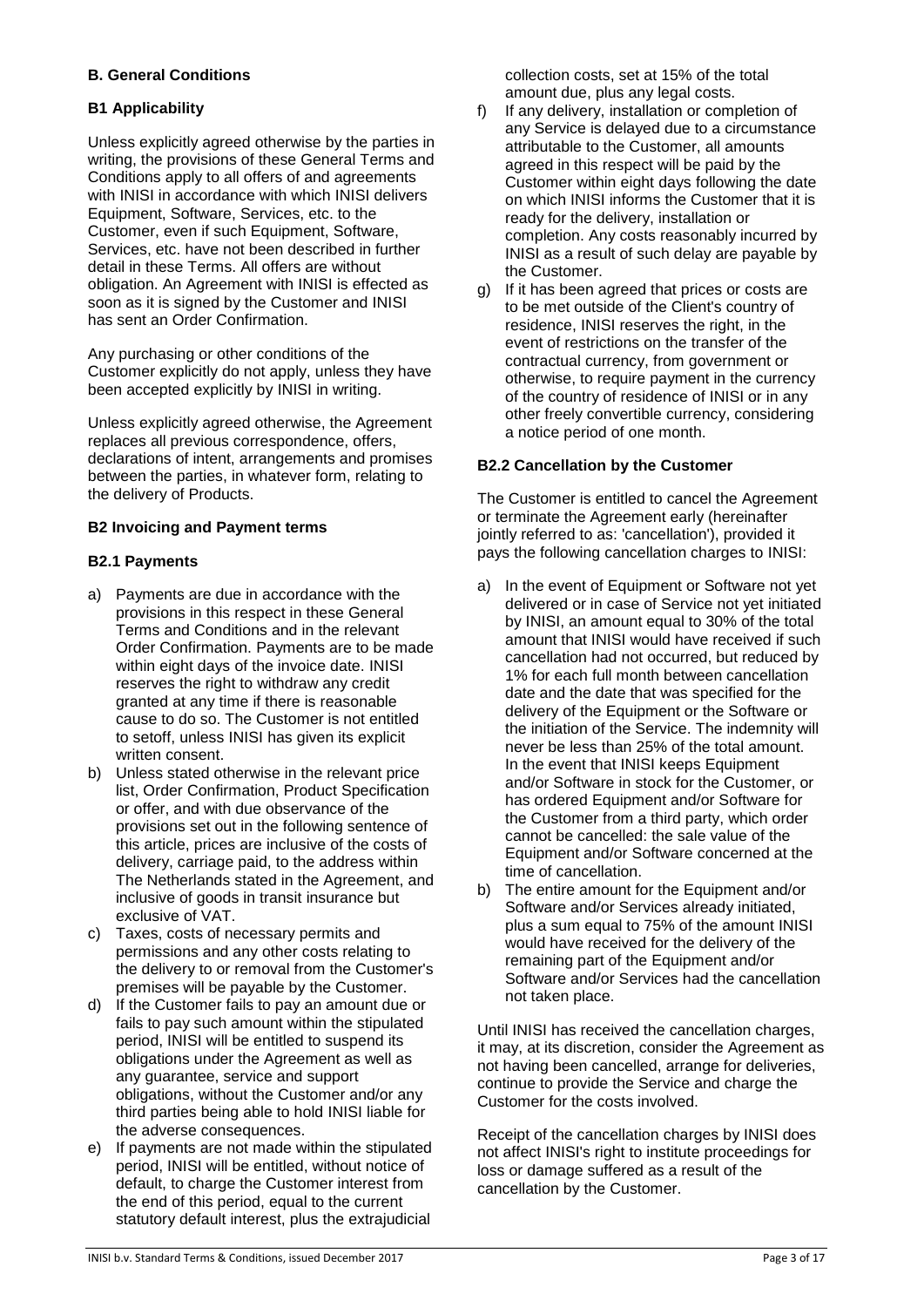### B. General Conditions

### B1 Applicability

Unless explicitly agreed otherwise by the parties in writing, the provisions of these General Terms and Conditions apply to all offers of and agreements with INISI in accordance with which INISI delivers Equipment, Software, Services, etc. to the Customer, even if such Equipment, Software, Services, etc. have not been described in further detail in these Terms. All offers are without obligation. An Agreement with INISI is effected as soon as it is signed by the Customer and INISI has sent an Order Confirmation.

Any purchasing or other conditions of the Customer explicitly do not apply, unless they have been accepted explicitly by INISI in writing.

Unless explicitly agreed otherwise, the Agreement replaces all previous correspondence, offers, declarations of intent, arrangements and promises between the parties, in whatever form, relating to the delivery of Products.

### B2 Invoicing and Payment terms

### B2.1 Payments

a) Payments are due in accordance with the provisions in this respect in these General Terms and Conditions and in the relevant Order Confirmation. Payments are to be made within eight days of the invoice date. INISI reserves the right to withdraw any credit granted at any time if there is reasonable cause to do so. The Customer is not entitled to setoff, unless INISI has given its explicit written consent.
b) Unless stated otherwise in the relevant price list, Order Confirmation, Product Specification or offer, and with due observance of the provisions set out in the following sentence of this article, prices are inclusive of the costs of delivery, carriage paid, to the address within The Netherlands stated in the Agreement, and inclusive of goods in transit insurance but exclusive of VAT.
c) Taxes, costs of necessary permits and permissions and any other costs relating to the delivery to or removal from the Customer's premises will be payable by the Customer.
d) If the Customer fails to pay an amount due or fails to pay such amount within the stipulated period, INISI will be entitled to suspend its obligations under the Agreement as well as any guarantee, service and support obligations, without the Customer and/or any third parties being able to hold INISI liable for the adverse consequences.
e) If payments are not made within the stipulated period, INISI will be entitled, without notice of default, to charge the Customer interest from the end of this period, equal to the current statutory default interest, plus the extrajudicial collection costs, set at 15% of the total amount due, plus any legal costs.
f) If any delivery, installation or completion of any Service is delayed due to a circumstance attributable to the Customer, all amounts agreed in this respect will be paid by the Customer within eight days following the date on which INISI informs the Customer that it is ready for the delivery, installation or completion. Any costs reasonably incurred by INISI as a result of such delay are payable by the Customer.
g) If it has been agreed that prices or costs are to be met outside of the Client's country of residence, INISI reserves the right, in the event of restrictions on the transfer of the contractual currency, from government or otherwise, to require payment in the currency of the country of residence of INISI or in any other freely convertible currency, considering a notice period of one month.

### B2.2 Cancellation by the Customer

The Customer is entitled to cancel the Agreement or terminate the Agreement early (hereinafter jointly referred to as: 'cancellation'), provided it pays the following cancellation charges to INISI:

a) In the event of Equipment or Software not yet delivered or in case of Service not yet initiated by INISI, an amount equal to 30% of the total amount that INISI would have received if such cancellation had not occurred, but reduced by 1% for each full month between cancellation date and the date that was specified for the delivery of the Equipment or the Software or the initiation of the Service. The indemnity will never be less than 25% of the total amount. In the event that INISI keeps Equipment and/or Software in stock for the Customer, or has ordered Equipment and/or Software for the Customer from a third party, which order cannot be cancelled: the sale value of the Equipment and/or Software concerned at the time of cancellation.
b) The entire amount for the Equipment and/or Software and/or Services already initiated, plus a sum equal to 75% of the amount INISI would have received for the delivery of the remaining part of the Equipment and/or Software and/or Services had the cancellation not taken place.

Until INISI has received the cancellation charges, it may, at its discretion, consider the Agreement as not having been cancelled, arrange for deliveries, continue to provide the Service and charge the Customer for the costs involved.

Receipt of the cancellation charges by INISI does not affect INISI's right to institute proceedings for loss or damage suffered as a result of the cancellation by the Customer.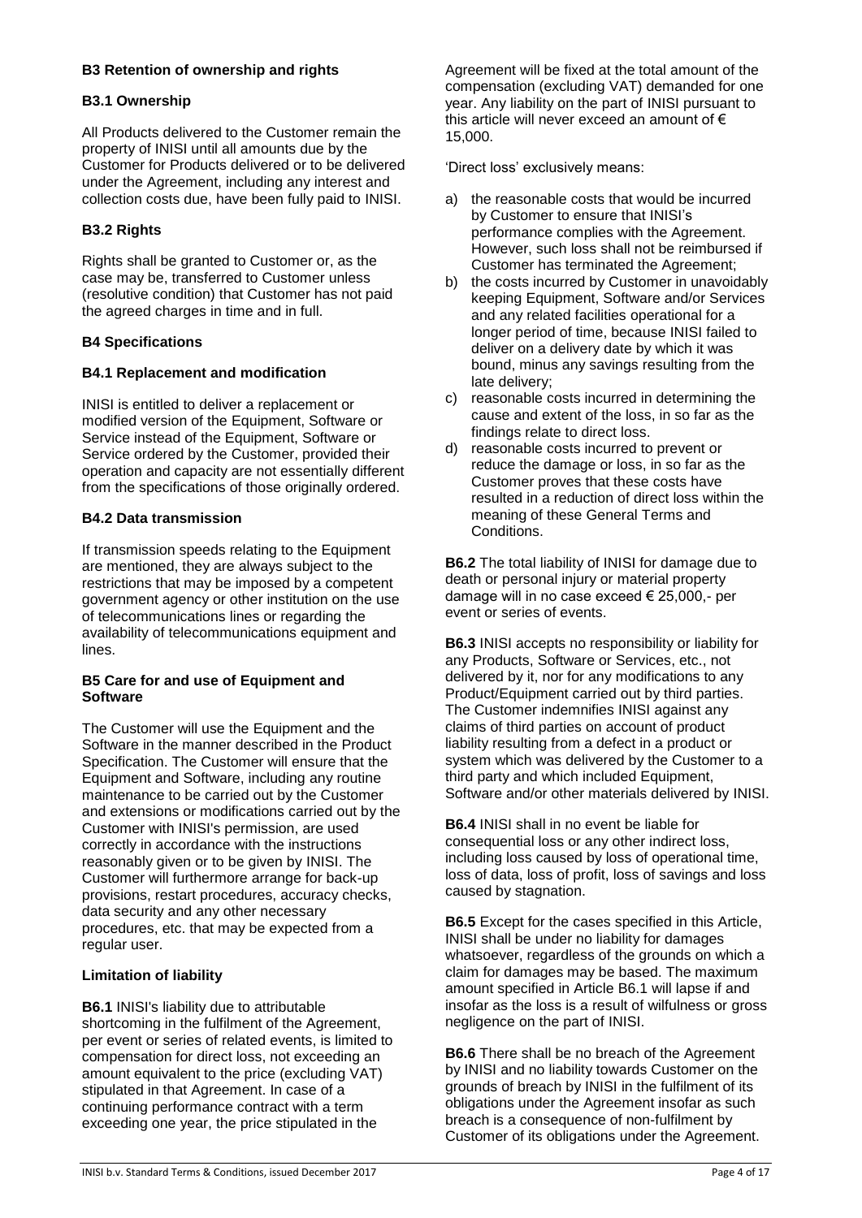### B3 Retention of ownership and rights

#### B3.1 Ownership

All Products delivered to the Customer remain the property of INISI until all amounts due by the Customer for Products delivered or to be delivered under the Agreement, including any interest and collection costs due, have been fully paid to INISI.

#### B3.2 Rights

Rights shall be granted to Customer or, as the case may be, transferred to Customer unless (resolutive condition) that Customer has not paid the agreed charges in time and in full.

### B4 Specifications

#### B4.1 Replacement and modification

INISI is entitled to deliver a replacement or modified version of the Equipment, Software or Service instead of the Equipment, Software or Service ordered by the Customer, provided their operation and capacity are not essentially different from the specifications of those originally ordered.

#### B4.2 Data transmission

If transmission speeds relating to the Equipment are mentioned, they are always subject to the restrictions that may be imposed by a competent government agency or other institution on the use of telecommunications lines or regarding the availability of telecommunications equipment and lines.

### B5 Care for and use of Equipment and Software

The Customer will use the Equipment and the Software in the manner described in the Product Specification. The Customer will ensure that the Equipment and Software, including any routine maintenance to be carried out by the Customer and extensions or modifications carried out by the Customer with INISI's permission, are used correctly in accordance with the instructions reasonably given or to be given by INISI. The Customer will furthermore arrange for back-up provisions, restart procedures, accuracy checks, data security and any other necessary procedures, etc. that may be expected from a regular user.

### Limitation of liability

**B6.1** INISI's liability due to attributable shortcoming in the fulfilment of the Agreement, per event or series of related events, is limited to compensation for direct loss, not exceeding an amount equivalent to the price (excluding VAT) stipulated in that Agreement. In case of a continuing performance contract with a term exceeding one year, the price stipulated in the Agreement will be fixed at the total amount of the compensation (excluding VAT) demanded for one year. Any liability on the part of INISI pursuant to this article will never exceed an amount of € 15,000.

'Direct loss' exclusively means:

a) the reasonable costs that would be incurred by Customer to ensure that INISI's performance complies with the Agreement. However, such loss shall not be reimbursed if Customer has terminated the Agreement;
b) the costs incurred by Customer in unavoidably keeping Equipment, Software and/or Services and any related facilities operational for a longer period of time, because INISI failed to deliver on a delivery date by which it was bound, minus any savings resulting from the late delivery;
c) reasonable costs incurred in determining the cause and extent of the loss, in so far as the findings relate to direct loss.
d) reasonable costs incurred to prevent or reduce the damage or loss, in so far as the Customer proves that these costs have resulted in a reduction of direct loss within the meaning of these General Terms and Conditions.

**B6.2** The total liability of INISI for damage due to death or personal injury or material property damage will in no case exceed € 25,000,- per event or series of events.

**B6.3** INISI accepts no responsibility or liability for any Products, Software or Services, etc., not delivered by it, nor for any modifications to any Product/Equipment carried out by third parties. The Customer indemnifies INISI against any claims of third parties on account of product liability resulting from a defect in a product or system which was delivered by the Customer to a third party and which included Equipment, Software and/or other materials delivered by INISI.

**B6.4** INISI shall in no event be liable for consequential loss or any other indirect loss, including loss caused by loss of operational time, loss of data, loss of profit, loss of savings and loss caused by stagnation.

**B6.5** Except for the cases specified in this Article, INISI shall be under no liability for damages whatsoever, regardless of the grounds on which a claim for damages may be based. The maximum amount specified in Article B6.1 will lapse if and insofar as the loss is a result of wilfulness or gross negligence on the part of INISI.

**B6.6** There shall be no breach of the Agreement by INISI and no liability towards Customer on the grounds of breach by INISI in the fulfilment of its obligations under the Agreement insofar as such breach is a consequence of non-fulfilment by Customer of its obligations under the Agreement.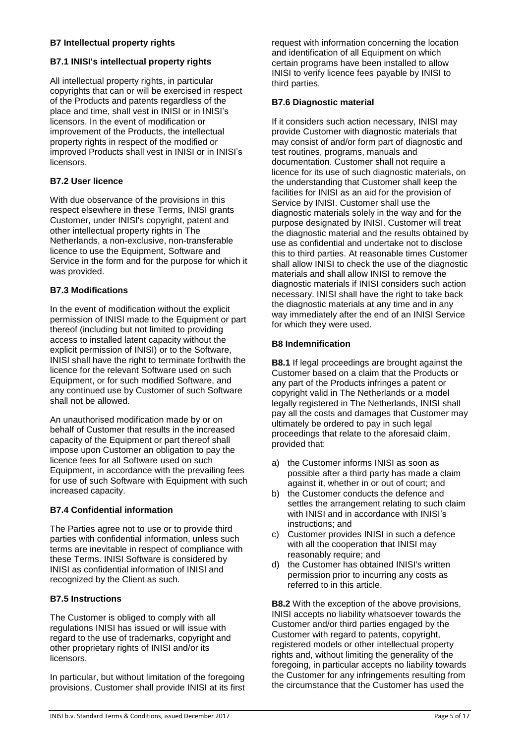### B7 Intellectual property rights

#### B7.1 INISI's intellectual property rights

All intellectual property rights, in particular copyrights that can or will be exercised in respect of the Products and patents regardless of the place and time, shall vest in INISI or in INISI's licensors. In the event of modification or improvement of the Products, the intellectual property rights in respect of the modified or improved Products shall vest in INISI or in INISI's licensors.

#### B7.2 User licence

With due observance of the provisions in this respect elsewhere in these Terms, INISI grants Customer, under INISI's copyright, patent and other intellectual property rights in The Netherlands, a non-exclusive, non-transferable licence to use the Equipment, Software and Service in the form and for the purpose for which it was provided.

#### B7.3 Modifications

In the event of modification without the explicit permission of INISI made to the Equipment or part thereof (including but not limited to providing access to installed latent capacity without the explicit permission of INISI) or to the Software, INISI shall have the right to terminate forthwith the licence for the relevant Software used on such Equipment, or for such modified Software, and any continued use by Customer of such Software shall not be allowed.

An unauthorised modification made by or on behalf of Customer that results in the increased capacity of the Equipment or part thereof shall impose upon Customer an obligation to pay the licence fees for all Software used on such Equipment, in accordance with the prevailing fees for use of such Software with Equipment with such increased capacity.

#### B7.4 Confidential information

The Parties agree not to use or to provide third parties with confidential information, unless such terms are inevitable in respect of compliance with these Terms. INISI Software is considered by INISI as confidential information of INISI and recognized by the Client as such.

#### B7.5 Instructions

The Customer is obliged to comply with all regulations INISI has issued or will issue with regard to the use of trademarks, copyright and other proprietary rights of INISI and/or its licensors.

In particular, but without limitation of the foregoing provisions, Customer shall provide INISI at its first request with information concerning the location and identification of all Equipment on which certain programs have been installed to allow INISI to verify licence fees payable by INISI to third parties.

#### B7.6 Diagnostic material

If it considers such action necessary, INISI may provide Customer with diagnostic materials that may consist of and/or form part of diagnostic and test routines, programs, manuals and documentation. Customer shall not require a licence for its use of such diagnostic materials, on the understanding that Customer shall keep the facilities for INISI as an aid for the provision of Service by INISI. Customer shall use the diagnostic materials solely in the way and for the purpose designated by INISI. Customer will treat the diagnostic material and the results obtained by use as confidential and undertake not to disclose this to third parties. At reasonable times Customer shall allow INISI to check the use of the diagnostic materials and shall allow INISI to remove the diagnostic materials if INISI considers such action necessary. INISI shall have the right to take back the diagnostic materials at any time and in any way immediately after the end of an INISI Service for which they were used.

### B8 Indemnification

**B8.1** If legal proceedings are brought against the Customer based on a claim that the Products or any part of the Products infringes a patent or copyright valid in The Netherlands or a model legally registered in The Netherlands, INISI shall pay all the costs and damages that Customer may ultimately be ordered to pay in such legal proceedings that relate to the aforesaid claim, provided that:

a) the Customer informs INISI as soon as possible after a third party has made a claim against it, whether in or out of court; and
b) the Customer conducts the defence and settles the arrangement relating to such claim with INISI and in accordance with INISI's instructions; and
c) Customer provides INISI in such a defence with all the cooperation that INISI may reasonably require; and
d) the Customer has obtained INISI's written permission prior to incurring any costs as referred to in this article.

**B8.2** With the exception of the above provisions, INISI accepts no liability whatsoever towards the Customer and/or third parties engaged by the Customer with regard to patents, copyright, registered models or other intellectual property rights and, without limiting the generality of the foregoing, in particular accepts no liability towards the Customer for any infringements resulting from the circumstance that the Customer has used the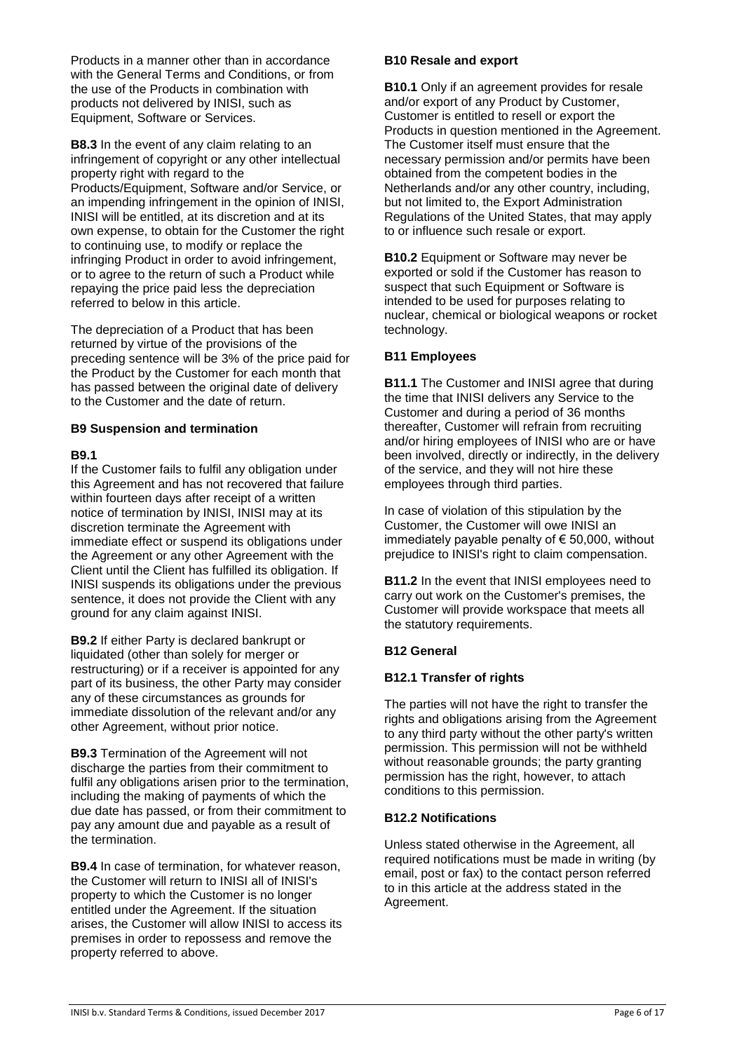Products in a manner other than in accordance with the General Terms and Conditions, or from the use of the Products in combination with products not delivered by INISI, such as Equipment, Software or Services.

**B8.3** In the event of any claim relating to an infringement of copyright or any other intellectual property right with regard to the Products/Equipment, Software and/or Service, or an impending infringement in the opinion of INISI, INISI will be entitled, at its discretion and at its own expense, to obtain for the Customer the right to continuing use, to modify or replace the infringing Product in order to avoid infringement, or to agree to the return of such a Product while repaying the price paid less the depreciation referred to below in this article.

The depreciation of a Product that has been returned by virtue of the provisions of the preceding sentence will be 3% of the price paid for the Product by the Customer for each month that has passed between the original date of delivery to the Customer and the date of return.

**B9 Suspension and termination**

**B9.1**
If the Customer fails to fulfil any obligation under this Agreement and has not recovered that failure within fourteen days after receipt of a written notice of termination by INISI, INISI may at its discretion terminate the Agreement with immediate effect or suspend its obligations under the Agreement or any other Agreement with the Client until the Client has fulfilled its obligation. If INISI suspends its obligations under the previous sentence, it does not provide the Client with any ground for any claim against INISI.

**B9.2** If either Party is declared bankrupt or liquidated (other than solely for merger or restructuring) or if a receiver is appointed for any part of its business, the other Party may consider any of these circumstances as grounds for immediate dissolution of the relevant and/or any other Agreement, without prior notice.

**B9.3** Termination of the Agreement will not discharge the parties from their commitment to fulfil any obligations arisen prior to the termination, including the making of payments of which the due date has passed, or from their commitment to pay any amount due and payable as a result of the termination.

**B9.4** In case of termination, for whatever reason, the Customer will return to INISI all of INISI's property to which the Customer is no longer entitled under the Agreement. If the situation arises, the Customer will allow INISI to access its premises in order to repossess and remove the property referred to above.

**B10 Resale and export**

**B10.1** Only if an agreement provides for resale and/or export of any Product by Customer, Customer is entitled to resell or export the Products in question mentioned in the Agreement. The Customer itself must ensure that the necessary permission and/or permits have been obtained from the competent bodies in the Netherlands and/or any other country, including, but not limited to, the Export Administration Regulations of the United States, that may apply to or influence such resale or export.

**B10.2** Equipment or Software may never be exported or sold if the Customer has reason to suspect that such Equipment or Software is intended to be used for purposes relating to nuclear, chemical or biological weapons or rocket technology.

**B11 Employees**

**B11.1** The Customer and INISI agree that during the time that INISI delivers any Service to the Customer and during a period of 36 months thereafter, Customer will refrain from recruiting and/or hiring employees of INISI who are or have been involved, directly or indirectly, in the delivery of the service, and they will not hire these employees through third parties.

In case of violation of this stipulation by the Customer, the Customer will owe INISI an immediately payable penalty of € 50,000, without prejudice to INISI's right to claim compensation.

**B11.2** In the event that INISI employees need to carry out work on the Customer's premises, the Customer will provide workspace that meets all the statutory requirements.

**B12 General**

**B12.1 Transfer of rights**

The parties will not have the right to transfer the rights and obligations arising from the Agreement to any third party without the other party's written permission. This permission will not be withheld without reasonable grounds; the party granting permission has the right, however, to attach conditions to this permission.

**B12.2 Notifications**

Unless stated otherwise in the Agreement, all required notifications must be made in writing (by email, post or fax) to the contact person referred to in this article at the address stated in the Agreement.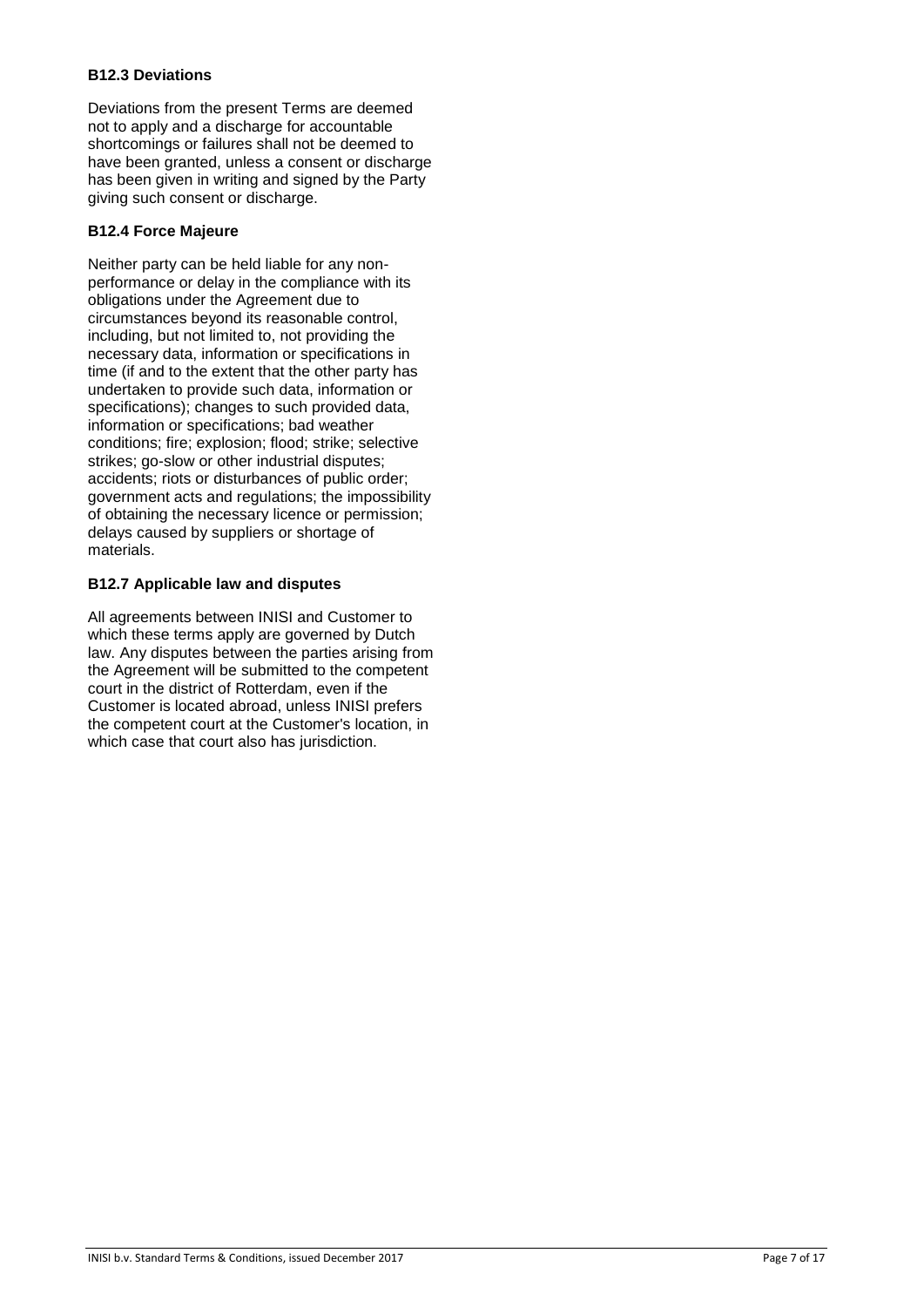### B12.3 Deviations

Deviations from the present Terms are deemed not to apply and a discharge for accountable shortcomings or failures shall not be deemed to have been granted, unless a consent or discharge has been given in writing and signed by the Party giving such consent or discharge.

### B12.4 Force Majeure

Neither party can be held liable for any non-performance or delay in the compliance with its obligations under the Agreement due to circumstances beyond its reasonable control, including, but not limited to, not providing the necessary data, information or specifications in time (if and to the extent that the other party has undertaken to provide such data, information or specifications); changes to such provided data, information or specifications; bad weather conditions; fire; explosion; flood; strike; selective strikes; go-slow or other industrial disputes; accidents; riots or disturbances of public order; government acts and regulations; the impossibility of obtaining the necessary licence or permission; delays caused by suppliers or shortage of materials.

### B12.7 Applicable law and disputes

All agreements between INISI and Customer to which these terms apply are governed by Dutch law. Any disputes between the parties arising from the Agreement will be submitted to the competent court in the district of Rotterdam, even if the Customer is located abroad, unless INISI prefers the competent court at the Customer's location, in which case that court also has jurisdiction.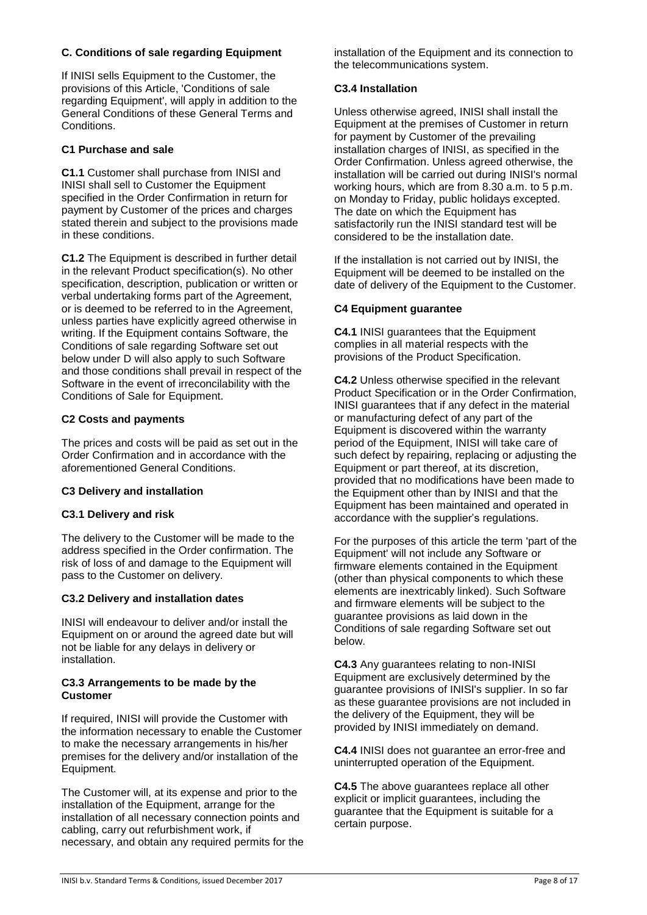## C. Conditions of sale regarding Equipment

If INISI sells Equipment to the Customer, the provisions of this Article, 'Conditions of sale regarding Equipment', will apply in addition to the General Conditions of these General Terms and Conditions.

### C1 Purchase and sale

**C1.1** Customer shall purchase from INISI and INISI shall sell to Customer the Equipment specified in the Order Confirmation in return for payment by Customer of the prices and charges stated therein and subject to the provisions made in these conditions.

**C1.2** The Equipment is described in further detail in the relevant Product specification(s). No other specification, description, publication or written or verbal undertaking forms part of the Agreement, or is deemed to be referred to in the Agreement, unless parties have explicitly agreed otherwise in writing. If the Equipment contains Software, the Conditions of sale regarding Software set out below under D will also apply to such Software and those conditions shall prevail in respect of the Software in the event of irreconcilability with the Conditions of Sale for Equipment.

### C2 Costs and payments

The prices and costs will be paid as set out in the Order Confirmation and in accordance with the aforementioned General Conditions.

### C3 Delivery and installation

#### C3.1 Delivery and risk

The delivery to the Customer will be made to the address specified in the Order confirmation. The risk of loss of and damage to the Equipment will pass to the Customer on delivery.

#### C3.2 Delivery and installation dates

INISI will endeavour to deliver and/or install the Equipment on or around the agreed date but will not be liable for any delays in delivery or installation.

#### C3.3 Arrangements to be made by the Customer

If required, INISI will provide the Customer with the information necessary to enable the Customer to make the necessary arrangements in his/her premises for the delivery and/or installation of the Equipment.

The Customer will, at its expense and prior to the installation of the Equipment, arrange for the installation of all necessary connection points and cabling, carry out refurbishment work, if necessary, and obtain any required permits for the installation of the Equipment and its connection to the telecommunications system.

#### C3.4 Installation

Unless otherwise agreed, INISI shall install the Equipment at the premises of Customer in return for payment by Customer of the prevailing installation charges of INISI, as specified in the Order Confirmation. Unless agreed otherwise, the installation will be carried out during INISI's normal working hours, which are from 8.30 a.m. to 5 p.m. on Monday to Friday, public holidays excepted. The date on which the Equipment has satisfactorily run the INISI standard test will be considered to be the installation date.

If the installation is not carried out by INISI, the Equipment will be deemed to be installed on the date of delivery of the Equipment to the Customer.

### C4 Equipment guarantee

**C4.1** INISI guarantees that the Equipment complies in all material respects with the provisions of the Product Specification.

**C4.2** Unless otherwise specified in the relevant Product Specification or in the Order Confirmation, INISI guarantees that if any defect in the material or manufacturing defect of any part of the Equipment is discovered within the warranty period of the Equipment, INISI will take care of such defect by repairing, replacing or adjusting the Equipment or part thereof, at its discretion, provided that no modifications have been made to the Equipment other than by INISI and that the Equipment has been maintained and operated in accordance with the supplier's regulations.

For the purposes of this article the term 'part of the Equipment' will not include any Software or firmware elements contained in the Equipment (other than physical components to which these elements are inextricably linked). Such Software and firmware elements will be subject to the guarantee provisions as laid down in the Conditions of sale regarding Software set out below.

**C4.3** Any guarantees relating to non-INISI Equipment are exclusively determined by the guarantee provisions of INISI's supplier. In so far as these guarantee provisions are not included in the delivery of the Equipment, they will be provided by INISI immediately on demand.

**C4.4** INISI does not guarantee an error-free and uninterrupted operation of the Equipment.

**C4.5** The above guarantees replace all other explicit or implicit guarantees, including the guarantee that the Equipment is suitable for a certain purpose.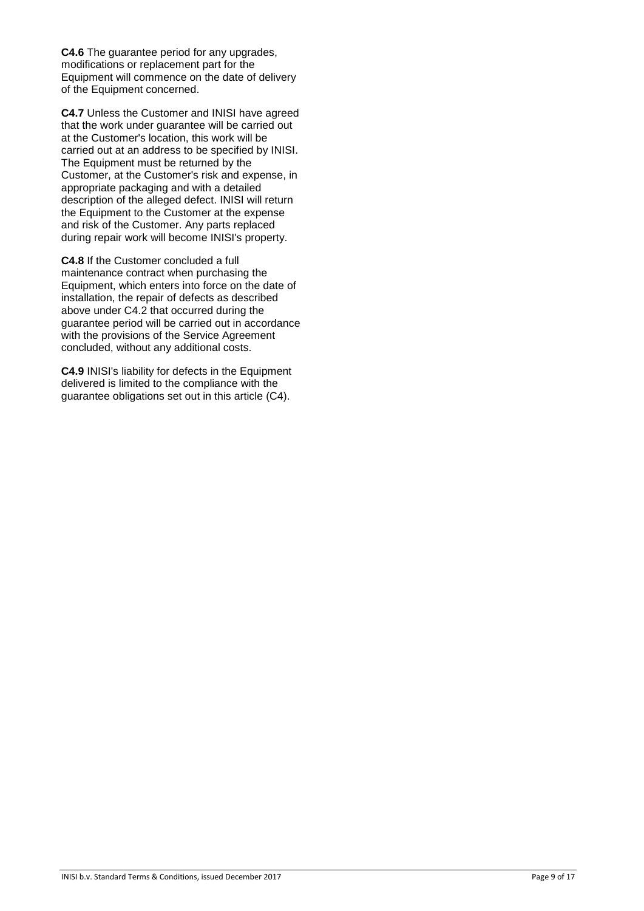**C4.6** The guarantee period for any upgrades, modifications or replacement part for the Equipment will commence on the date of delivery of the Equipment concerned.

**C4.7** Unless the Customer and INISI have agreed that the work under guarantee will be carried out at the Customer's location, this work will be carried out at an address to be specified by INISI. The Equipment must be returned by the Customer, at the Customer's risk and expense, in appropriate packaging and with a detailed description of the alleged defect. INISI will return the Equipment to the Customer at the expense and risk of the Customer. Any parts replaced during repair work will become INISI's property.

**C4.8** If the Customer concluded a full maintenance contract when purchasing the Equipment, which enters into force on the date of installation, the repair of defects as described above under C4.2 that occurred during the guarantee period will be carried out in accordance with the provisions of the Service Agreement concluded, without any additional costs.

**C4.9** INISI's liability for defects in the Equipment delivered is limited to the compliance with the guarantee obligations set out in this article (C4).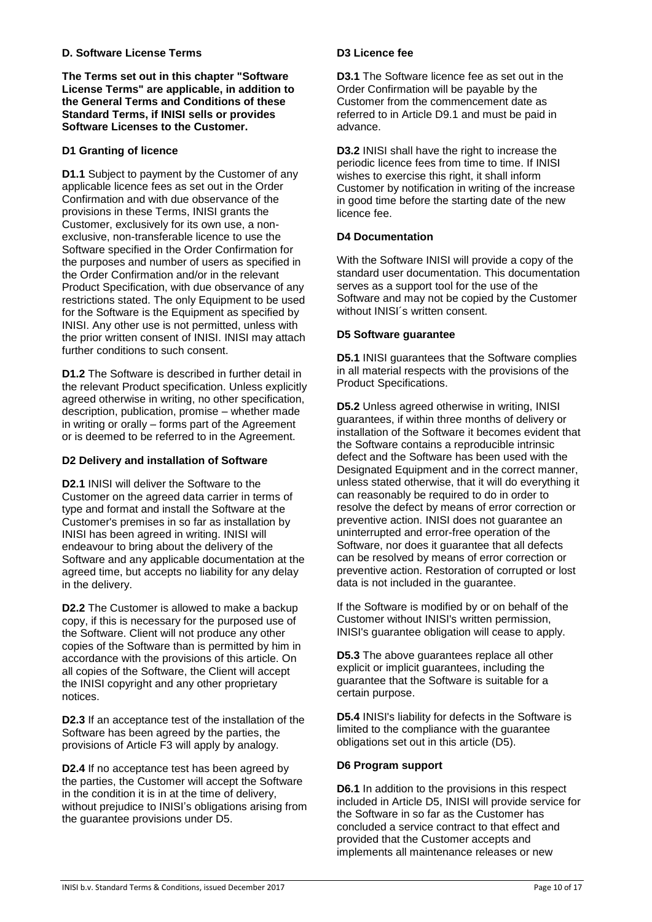## D. Software License Terms

**The Terms set out in this chapter "Software License Terms" are applicable, in addition to the General Terms and Conditions of these Standard Terms, if INISI sells or provides Software Licenses to the Customer.**

### D1 Granting of licence

**D1.1** Subject to payment by the Customer of any applicable licence fees as set out in the Order Confirmation and with due observance of the provisions in these Terms, INISI grants the Customer, exclusively for its own use, a non-exclusive, non-transferable licence to use the Software specified in the Order Confirmation for the purposes and number of users as specified in the Order Confirmation and/or in the relevant Product Specification, with due observance of any restrictions stated. The only Equipment to be used for the Software is the Equipment as specified by INISI. Any other use is not permitted, unless with the prior written consent of INISI. INISI may attach further conditions to such consent.

**D1.2** The Software is described in further detail in the relevant Product specification. Unless explicitly agreed otherwise in writing, no other specification, description, publication, promise – whether made in writing or orally – forms part of the Agreement or is deemed to be referred to in the Agreement.

### D2 Delivery and installation of Software

**D2.1** INISI will deliver the Software to the Customer on the agreed data carrier in terms of type and format and install the Software at the Customer's premises in so far as installation by INISI has been agreed in writing. INISI will endeavour to bring about the delivery of the Software and any applicable documentation at the agreed time, but accepts no liability for any delay in the delivery.

**D2.2** The Customer is allowed to make a backup copy, if this is necessary for the purposed use of the Software. Client will not produce any other copies of the Software than is permitted by him in accordance with the provisions of this article. On all copies of the Software, the Client will accept the INISI copyright and any other proprietary notices.

**D2.3** If an acceptance test of the installation of the Software has been agreed by the parties, the provisions of Article F3 will apply by analogy.

**D2.4** If no acceptance test has been agreed by the parties, the Customer will accept the Software in the condition it is in at the time of delivery, without prejudice to INISI's obligations arising from the guarantee provisions under D5.

### D3 Licence fee

**D3.1** The Software licence fee as set out in the Order Confirmation will be payable by the Customer from the commencement date as referred to in Article D9.1 and must be paid in advance.

**D3.2** INISI shall have the right to increase the periodic licence fees from time to time. If INISI wishes to exercise this right, it shall inform Customer by notification in writing of the increase in good time before the starting date of the new licence fee.

### D4 Documentation

With the Software INISI will provide a copy of the standard user documentation. This documentation serves as a support tool for the use of the Software and may not be copied by the Customer without INISI´s written consent.

### D5 Software guarantee

**D5.1** INISI guarantees that the Software complies in all material respects with the provisions of the Product Specifications.

**D5.2** Unless agreed otherwise in writing, INISI guarantees, if within three months of delivery or installation of the Software it becomes evident that the Software contains a reproducible intrinsic defect and the Software has been used with the Designated Equipment and in the correct manner, unless stated otherwise, that it will do everything it can reasonably be required to do in order to resolve the defect by means of error correction or preventive action. INISI does not guarantee an uninterrupted and error-free operation of the Software, nor does it guarantee that all defects can be resolved by means of error correction or preventive action. Restoration of corrupted or lost data is not included in the guarantee.

If the Software is modified by or on behalf of the Customer without INISI's written permission, INISI's guarantee obligation will cease to apply.

**D5.3** The above guarantees replace all other explicit or implicit guarantees, including the guarantee that the Software is suitable for a certain purpose.

**D5.4** INISI's liability for defects in the Software is limited to the compliance with the guarantee obligations set out in this article (D5).

### D6 Program support

**D6.1** In addition to the provisions in this respect included in Article D5, INISI will provide service for the Software in so far as the Customer has concluded a service contract to that effect and provided that the Customer accepts and implements all maintenance releases or new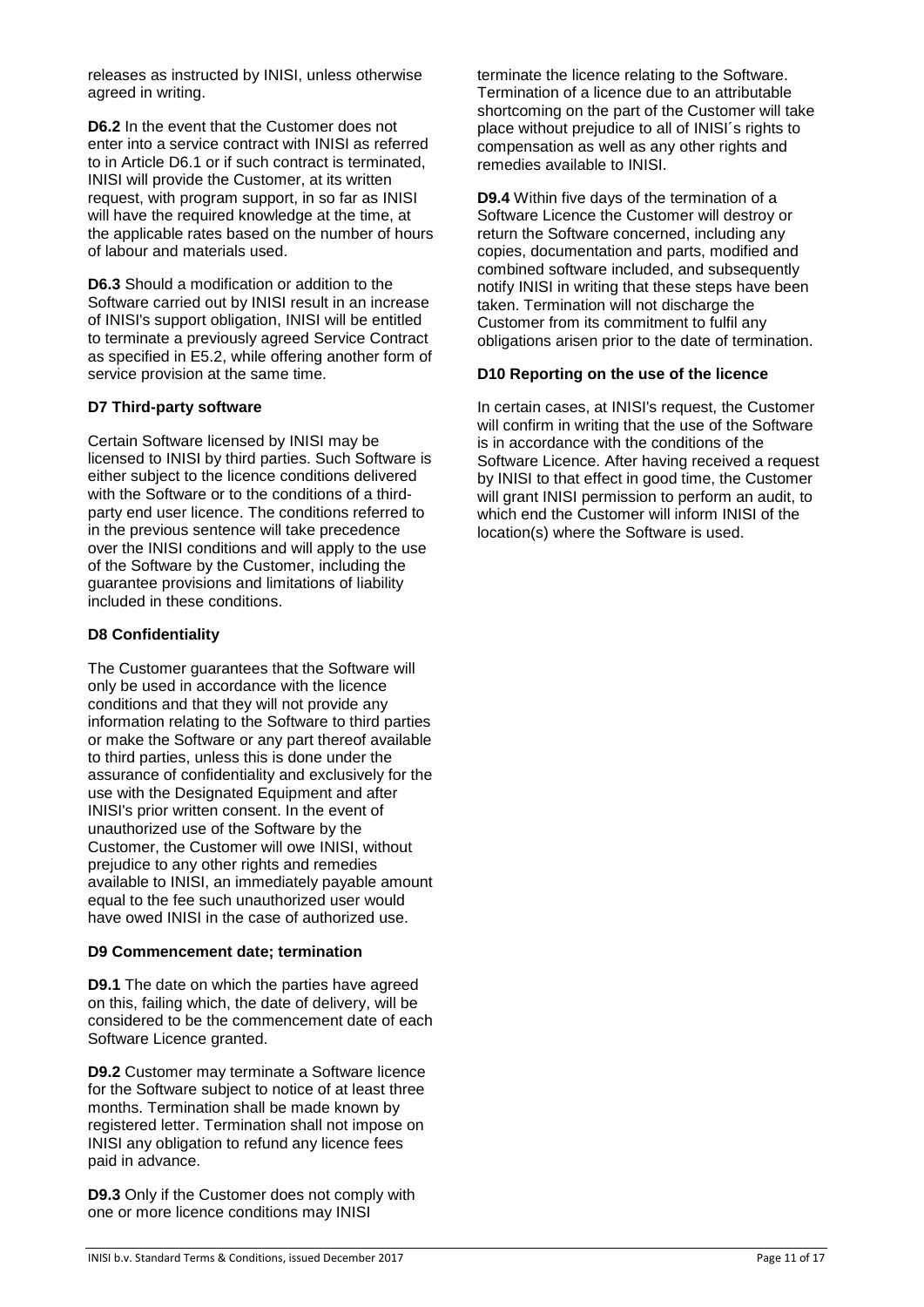releases as instructed by INISI, unless otherwise agreed in writing.

**D6.2** In the event that the Customer does not enter into a service contract with INISI as referred to in Article D6.1 or if such contract is terminated, INISI will provide the Customer, at its written request, with program support, in so far as INISI will have the required knowledge at the time, at the applicable rates based on the number of hours of labour and materials used.

**D6.3** Should a modification or addition to the Software carried out by INISI result in an increase of INISI's support obligation, INISI will be entitled to terminate a previously agreed Service Contract as specified in E5.2, while offering another form of service provision at the same time.

### D7 Third-party software

Certain Software licensed by INISI may be licensed to INISI by third parties. Such Software is either subject to the licence conditions delivered with the Software or to the conditions of a third-party end user licence. The conditions referred to in the previous sentence will take precedence over the INISI conditions and will apply to the use of the Software by the Customer, including the guarantee provisions and limitations of liability included in these conditions.

### D8 Confidentiality

The Customer guarantees that the Software will only be used in accordance with the licence conditions and that they will not provide any information relating to the Software to third parties or make the Software or any part thereof available to third parties, unless this is done under the assurance of confidentiality and exclusively for the use with the Designated Equipment and after INISI's prior written consent. In the event of unauthorized use of the Software by the Customer, the Customer will owe INISI, without prejudice to any other rights and remedies available to INISI, an immediately payable amount equal to the fee such unauthorized user would have owed INISI in the case of authorized use.

### D9 Commencement date; termination

**D9.1** The date on which the parties have agreed on this, failing which, the date of delivery, will be considered to be the commencement date of each Software Licence granted.

**D9.2** Customer may terminate a Software licence for the Software subject to notice of at least three months. Termination shall be made known by registered letter. Termination shall not impose on INISI any obligation to refund any licence fees paid in advance.

**D9.3** Only if the Customer does not comply with one or more licence conditions may INISI terminate the licence relating to the Software. Termination of a licence due to an attributable shortcoming on the part of the Customer will take place without prejudice to all of INISI´s rights to compensation as well as any other rights and remedies available to INISI.

**D9.4** Within five days of the termination of a Software Licence the Customer will destroy or return the Software concerned, including any copies, documentation and parts, modified and combined software included, and subsequently notify INISI in writing that these steps have been taken. Termination will not discharge the Customer from its commitment to fulfil any obligations arisen prior to the date of termination.

### D10 Reporting on the use of the licence

In certain cases, at INISI's request, the Customer will confirm in writing that the use of the Software is in accordance with the conditions of the Software Licence. After having received a request by INISI to that effect in good time, the Customer will grant INISI permission to perform an audit, to which end the Customer will inform INISI of the location(s) where the Software is used.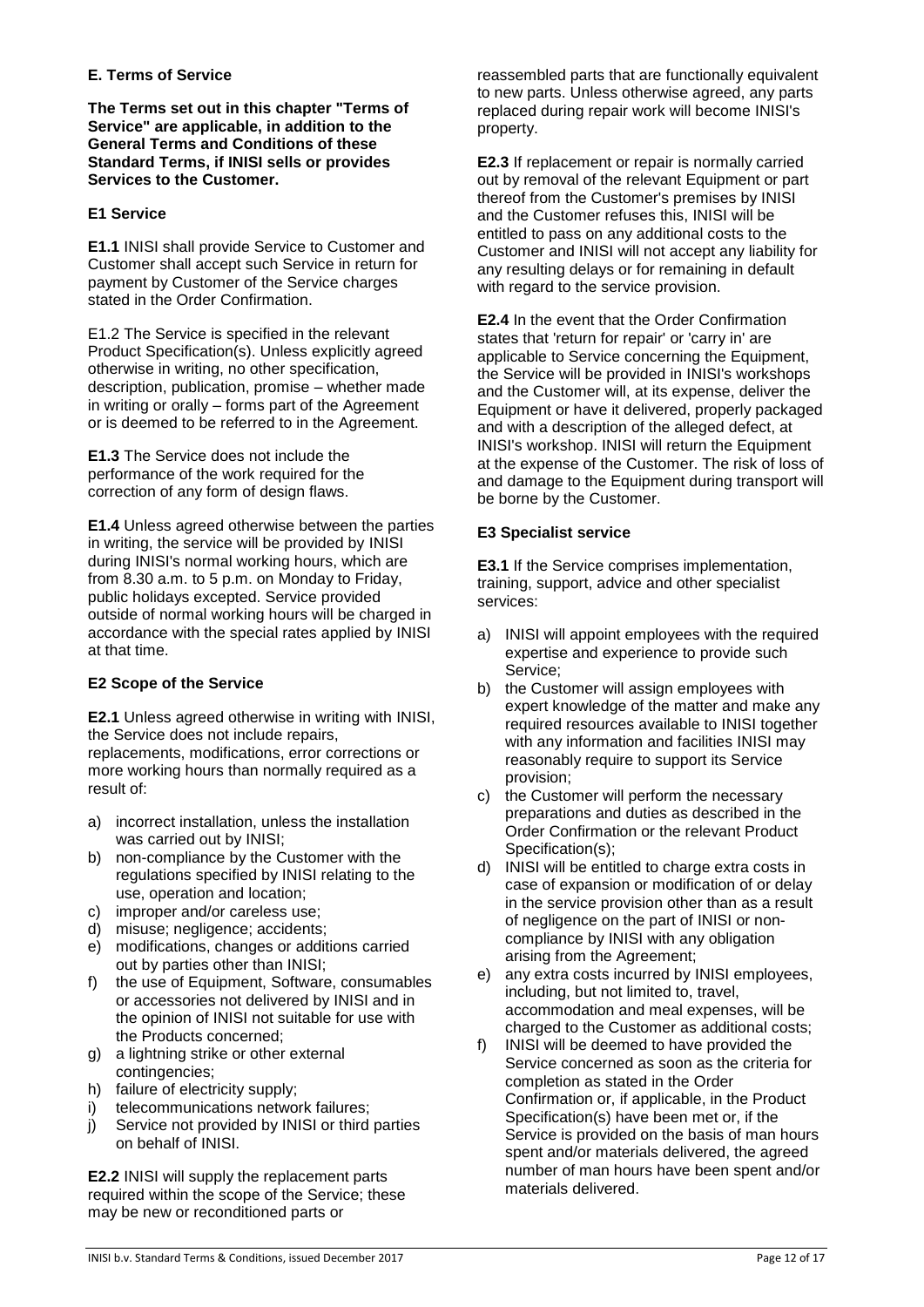## E. Terms of Service

**The Terms set out in this chapter "Terms of Service" are applicable, in addition to the General Terms and Conditions of these Standard Terms, if INISI sells or provides Services to the Customer.**

### E1 Service

**E1.1** INISI shall provide Service to Customer and Customer shall accept such Service in return for payment by Customer of the Service charges stated in the Order Confirmation.

E1.2 The Service is specified in the relevant Product Specification(s). Unless explicitly agreed otherwise in writing, no other specification, description, publication, promise – whether made in writing or orally – forms part of the Agreement or is deemed to be referred to in the Agreement.

**E1.3** The Service does not include the performance of the work required for the correction of any form of design flaws.

**E1.4** Unless agreed otherwise between the parties in writing, the service will be provided by INISI during INISI's normal working hours, which are from 8.30 a.m. to 5 p.m. on Monday to Friday, public holidays excepted. Service provided outside of normal working hours will be charged in accordance with the special rates applied by INISI at that time.

### E2 Scope of the Service

**E2.1** Unless agreed otherwise in writing with INISI, the Service does not include repairs, replacements, modifications, error corrections or more working hours than normally required as a result of:

a) incorrect installation, unless the installation was carried out by INISI;
b) non-compliance by the Customer with the regulations specified by INISI relating to the use, operation and location;
c) improper and/or careless use;
d) misuse; negligence; accidents;
e) modifications, changes or additions carried out by parties other than INISI;
f) the use of Equipment, Software, consumables or accessories not delivered by INISI and in the opinion of INISI not suitable for use with the Products concerned;
g) a lightning strike or other external contingencies;
h) failure of electricity supply;
i) telecommunications network failures;
j) Service not provided by INISI or third parties on behalf of INISI.

**E2.2** INISI will supply the replacement parts required within the scope of the Service; these may be new or reconditioned parts or reassembled parts that are functionally equivalent to new parts. Unless otherwise agreed, any parts replaced during repair work will become INISI's property.

**E2.3** If replacement or repair is normally carried out by removal of the relevant Equipment or part thereof from the Customer's premises by INISI and the Customer refuses this, INISI will be entitled to pass on any additional costs to the Customer and INISI will not accept any liability for any resulting delays or for remaining in default with regard to the service provision.

**E2.4** In the event that the Order Confirmation states that 'return for repair' or 'carry in' are applicable to Service concerning the Equipment, the Service will be provided in INISI's workshops and the Customer will, at its expense, deliver the Equipment or have it delivered, properly packaged and with a description of the alleged defect, at INISI's workshop. INISI will return the Equipment at the expense of the Customer. The risk of loss of and damage to the Equipment during transport will be borne by the Customer.

### E3 Specialist service

**E3.1** If the Service comprises implementation, training, support, advice and other specialist services:

a) INISI will appoint employees with the required expertise and experience to provide such Service;
b) the Customer will assign employees with expert knowledge of the matter and make any required resources available to INISI together with any information and facilities INISI may reasonably require to support its Service provision;
c) the Customer will perform the necessary preparations and duties as described in the Order Confirmation or the relevant Product Specification(s);
d) INISI will be entitled to charge extra costs in case of expansion or modification of or delay in the service provision other than as a result of negligence on the part of INISI or non-compliance by INISI with any obligation arising from the Agreement;
e) any extra costs incurred by INISI employees, including, but not limited to, travel, accommodation and meal expenses, will be charged to the Customer as additional costs;
f) INISI will be deemed to have provided the Service concerned as soon as the criteria for completion as stated in the Order Confirmation or, if applicable, in the Product Specification(s) have been met or, if the Service is provided on the basis of man hours spent and/or materials delivered, the agreed number of man hours have been spent and/or materials delivered.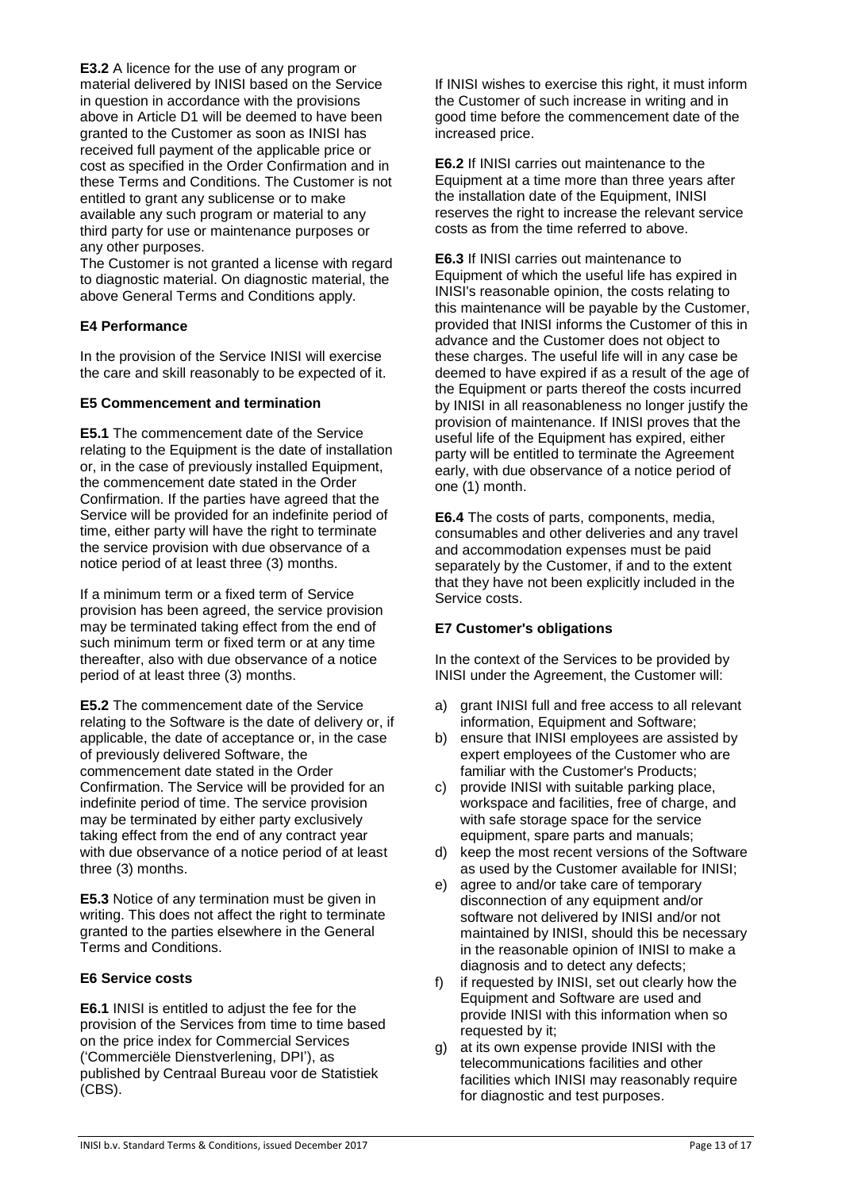**E3.2** A licence for the use of any program or material delivered by INISI based on the Service in question in accordance with the provisions above in Article D1 will be deemed to have been granted to the Customer as soon as INISI has received full payment of the applicable price or cost as specified in the Order Confirmation and in these Terms and Conditions. The Customer is not entitled to grant any sublicense or to make available any such program or material to any third party for use or maintenance purposes or any other purposes.
The Customer is not granted a license with regard to diagnostic material. On diagnostic material, the above General Terms and Conditions apply.

### E4 Performance

In the provision of the Service INISI will exercise the care and skill reasonably to be expected of it.

### E5 Commencement and termination

**E5.1** The commencement date of the Service relating to the Equipment is the date of installation or, in the case of previously installed Equipment, the commencement date stated in the Order Confirmation. If the parties have agreed that the Service will be provided for an indefinite period of time, either party will have the right to terminate the service provision with due observance of a notice period of at least three (3) months.

If a minimum term or a fixed term of Service provision has been agreed, the service provision may be terminated taking effect from the end of such minimum term or fixed term or at any time thereafter, also with due observance of a notice period of at least three (3) months.

**E5.2** The commencement date of the Service relating to the Software is the date of delivery or, if applicable, the date of acceptance or, in the case of previously delivered Software, the commencement date stated in the Order Confirmation. The Service will be provided for an indefinite period of time. The service provision may be terminated by either party exclusively taking effect from the end of any contract year with due observance of a notice period of at least three (3) months.

**E5.3** Notice of any termination must be given in writing. This does not affect the right to terminate granted to the parties elsewhere in the General Terms and Conditions.

### E6 Service costs

**E6.1** INISI is entitled to adjust the fee for the provision of the Services from time to time based on the price index for Commercial Services ('Commerciële Dienstverlening, DPI'), as published by Centraal Bureau voor de Statistiek (CBS).

If INISI wishes to exercise this right, it must inform the Customer of such increase in writing and in good time before the commencement date of the increased price.

**E6.2** If INISI carries out maintenance to the Equipment at a time more than three years after the installation date of the Equipment, INISI reserves the right to increase the relevant service costs as from the time referred to above.

**E6.3** If INISI carries out maintenance to Equipment of which the useful life has expired in INISI's reasonable opinion, the costs relating to this maintenance will be payable by the Customer, provided that INISI informs the Customer of this in advance and the Customer does not object to these charges. The useful life will in any case be deemed to have expired if as a result of the age of the Equipment or parts thereof the costs incurred by INISI in all reasonableness no longer justify the provision of maintenance. If INISI proves that the useful life of the Equipment has expired, either party will be entitled to terminate the Agreement early, with due observance of a notice period of one (1) month.

**E6.4** The costs of parts, components, media, consumables and other deliveries and any travel and accommodation expenses must be paid separately by the Customer, if and to the extent that they have not been explicitly included in the Service costs.

### E7 Customer's obligations

In the context of the Services to be provided by INISI under the Agreement, the Customer will:

a) grant INISI full and free access to all relevant information, Equipment and Software;
b) ensure that INISI employees are assisted by expert employees of the Customer who are familiar with the Customer's Products;
c) provide INISI with suitable parking place, workspace and facilities, free of charge, and with safe storage space for the service equipment, spare parts and manuals;
d) keep the most recent versions of the Software as used by the Customer available for INISI;
e) agree to and/or take care of temporary disconnection of any equipment and/or software not delivered by INISI and/or not maintained by INISI, should this be necessary in the reasonable opinion of INISI to make a diagnosis and to detect any defects;
f) if requested by INISI, set out clearly how the Equipment and Software are used and provide INISI with this information when so requested by it;
g) at its own expense provide INISI with the telecommunications facilities and other facilities which INISI may reasonably require for diagnostic and test purposes.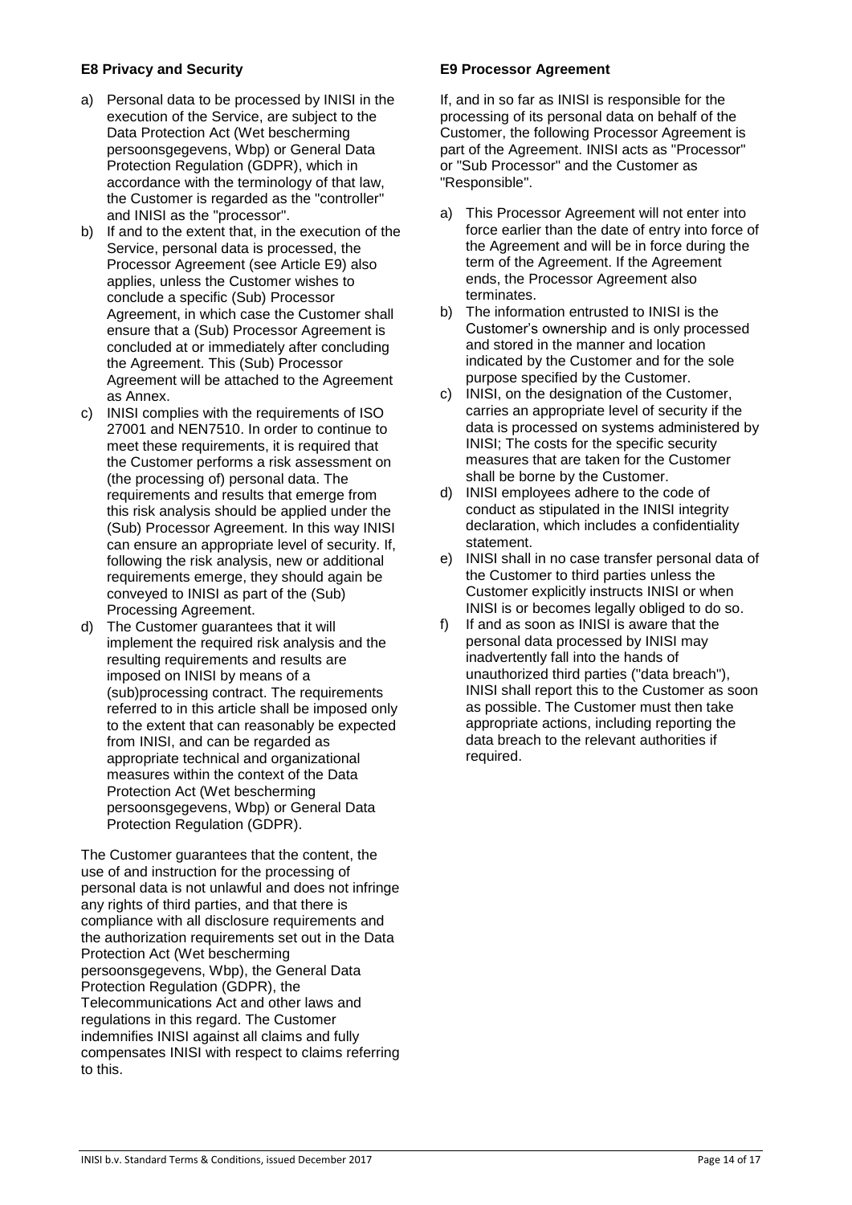### E8 Privacy and Security

a) Personal data to be processed by INISI in the execution of the Service, are subject to the Data Protection Act (Wet bescherming persoonsgegevens, Wbp) or General Data Protection Regulation (GDPR), which in accordance with the terminology of that law, the Customer is regarded as the "controller" and INISI as the "processor".
b) If and to the extent that, in the execution of the Service, personal data is processed, the Processor Agreement (see Article E9) also applies, unless the Customer wishes to conclude a specific (Sub) Processor Agreement, in which case the Customer shall ensure that a (Sub) Processor Agreement is concluded at or immediately after concluding the Agreement. This (Sub) Processor Agreement will be attached to the Agreement as Annex.
c) INISI complies with the requirements of ISO 27001 and NEN7510. In order to continue to meet these requirements, it is required that the Customer performs a risk assessment on (the processing of) personal data. The requirements and results that emerge from this risk analysis should be applied under the (Sub) Processor Agreement. In this way INISI can ensure an appropriate level of security. If, following the risk analysis, new or additional requirements emerge, they should again be conveyed to INISI as part of the (Sub) Processing Agreement.
d) The Customer guarantees that it will implement the required risk analysis and the resulting requirements and results are imposed on INISI by means of a (sub)processing contract. The requirements referred to in this article shall be imposed only to the extent that can reasonably be expected from INISI, and can be regarded as appropriate technical and organizational measures within the context of the Data Protection Act (Wet bescherming persoonsgegevens, Wbp) or General Data Protection Regulation (GDPR).

The Customer guarantees that the content, the use of and instruction for the processing of personal data is not unlawful and does not infringe any rights of third parties, and that there is compliance with all disclosure requirements and the authorization requirements set out in the Data Protection Act (Wet bescherming persoonsgegevens, Wbp), the General Data Protection Regulation (GDPR), the Telecommunications Act and other laws and regulations in this regard. The Customer indemnifies INISI against all claims and fully compensates INISI with respect to claims referring to this.

### E9 Processor Agreement

If, and in so far as INISI is responsible for the processing of its personal data on behalf of the Customer, the following Processor Agreement is part of the Agreement. INISI acts as "Processor" or "Sub Processor" and the Customer as "Responsible".

a) This Processor Agreement will not enter into force earlier than the date of entry into force of the Agreement and will be in force during the term of the Agreement. If the Agreement ends, the Processor Agreement also terminates.
b) The information entrusted to INISI is the Customer's ownership and is only processed and stored in the manner and location indicated by the Customer and for the sole purpose specified by the Customer.
c) INISI, on the designation of the Customer, carries an appropriate level of security if the data is processed on systems administered by INISI; The costs for the specific security measures that are taken for the Customer shall be borne by the Customer.
d) INISI employees adhere to the code of conduct as stipulated in the INISI integrity declaration, which includes a confidentiality statement.
e) INISI shall in no case transfer personal data of the Customer to third parties unless the Customer explicitly instructs INISI or when INISI is or becomes legally obliged to do so.
f) If and as soon as INISI is aware that the personal data processed by INISI may inadvertently fall into the hands of unauthorized third parties ("data breach"), INISI shall report this to the Customer as soon as possible. The Customer must then take appropriate actions, including reporting the data breach to the relevant authorities if required.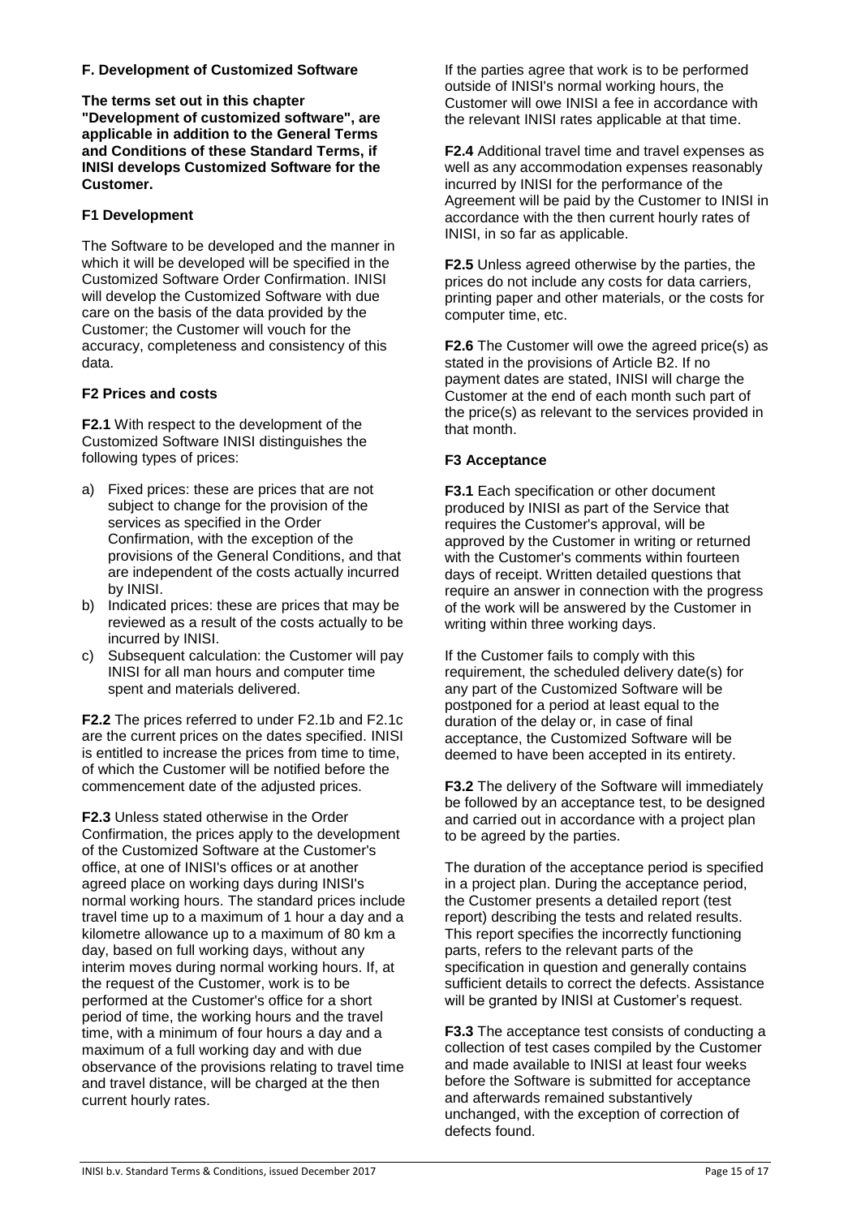### F. Development of Customized Software

**The terms set out in this chapter "Development of customized software", are applicable in addition to the General Terms and Conditions of these Standard Terms, if INISI develops Customized Software for the Customer.**

#### F1 Development

The Software to be developed and the manner in which it will be developed will be specified in the Customized Software Order Confirmation. INISI will develop the Customized Software with due care on the basis of the data provided by the Customer; the Customer will vouch for the accuracy, completeness and consistency of this data.

#### F2 Prices and costs

**F2.1** With respect to the development of the Customized Software INISI distinguishes the following types of prices:

a) Fixed prices: these are prices that are not subject to change for the provision of the services as specified in the Order Confirmation, with the exception of the provisions of the General Conditions, and that are independent of the costs actually incurred by INISI.
b) Indicated prices: these are prices that may be reviewed as a result of the costs actually to be incurred by INISI.
c) Subsequent calculation: the Customer will pay INISI for all man hours and computer time spent and materials delivered.

**F2.2** The prices referred to under F2.1b and F2.1c are the current prices on the dates specified. INISI is entitled to increase the prices from time to time, of which the Customer will be notified before the commencement date of the adjusted prices.

**F2.3** Unless stated otherwise in the Order Confirmation, the prices apply to the development of the Customized Software at the Customer's office, at one of INISI's offices or at another agreed place on working days during INISI's normal working hours. The standard prices include travel time up to a maximum of 1 hour a day and a kilometre allowance up to a maximum of 80 km a day, based on full working days, without any interim moves during normal working hours. If, at the request of the Customer, work is to be performed at the Customer's office for a short period of time, the working hours and the travel time, with a minimum of four hours a day and a maximum of a full working day and with due observance of the provisions relating to travel time and travel distance, will be charged at the then current hourly rates.

If the parties agree that work is to be performed outside of INISI's normal working hours, the Customer will owe INISI a fee in accordance with the relevant INISI rates applicable at that time.

**F2.4** Additional travel time and travel expenses as well as any accommodation expenses reasonably incurred by INISI for the performance of the Agreement will be paid by the Customer to INISI in accordance with the then current hourly rates of INISI, in so far as applicable.

**F2.5** Unless agreed otherwise by the parties, the prices do not include any costs for data carriers, printing paper and other materials, or the costs for computer time, etc.

**F2.6** The Customer will owe the agreed price(s) as stated in the provisions of Article B2. If no payment dates are stated, INISI will charge the Customer at the end of each month such part of the price(s) as relevant to the services provided in that month.

#### F3 Acceptance

**F3.1** Each specification or other document produced by INISI as part of the Service that requires the Customer's approval, will be approved by the Customer in writing or returned with the Customer's comments within fourteen days of receipt. Written detailed questions that require an answer in connection with the progress of the work will be answered by the Customer in writing within three working days.

If the Customer fails to comply with this requirement, the scheduled delivery date(s) for any part of the Customized Software will be postponed for a period at least equal to the duration of the delay or, in case of final acceptance, the Customized Software will be deemed to have been accepted in its entirety.

**F3.2** The delivery of the Software will immediately be followed by an acceptance test, to be designed and carried out in accordance with a project plan to be agreed by the parties.

The duration of the acceptance period is specified in a project plan. During the acceptance period, the Customer presents a detailed report (test report) describing the tests and related results. This report specifies the incorrectly functioning parts, refers to the relevant parts of the specification in question and generally contains sufficient details to correct the defects. Assistance will be granted by INISI at Customer's request.

**F3.3** The acceptance test consists of conducting a collection of test cases compiled by the Customer and made available to INISI at least four weeks before the Software is submitted for acceptance and afterwards remained substantively unchanged, with the exception of correction of defects found.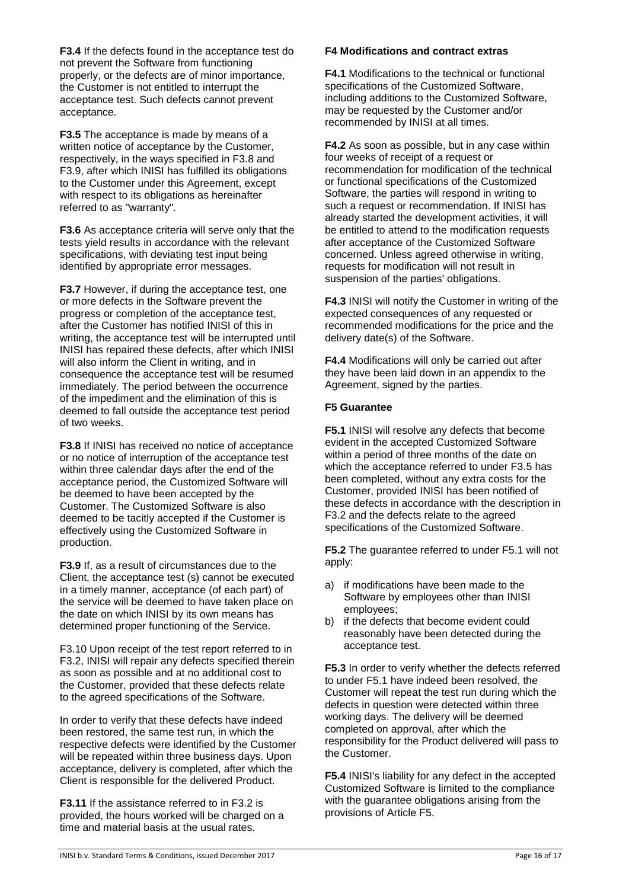**F3.4** If the defects found in the acceptance test do not prevent the Software from functioning properly, or the defects are of minor importance, the Customer is not entitled to interrupt the acceptance test. Such defects cannot prevent acceptance.

**F3.5** The acceptance is made by means of a written notice of acceptance by the Customer, respectively, in the ways specified in F3.8 and F3.9, after which INISI has fulfilled its obligations to the Customer under this Agreement, except with respect to its obligations as hereinafter referred to as "warranty".

**F3.6** As acceptance criteria will serve only that the tests yield results in accordance with the relevant specifications, with deviating test input being identified by appropriate error messages.

**F3.7** However, if during the acceptance test, one or more defects in the Software prevent the progress or completion of the acceptance test, after the Customer has notified INISI of this in writing, the acceptance test will be interrupted until INISI has repaired these defects, after which INISI will also inform the Client in writing, and in consequence the acceptance test will be resumed immediately. The period between the occurrence of the impediment and the elimination of this is deemed to fall outside the acceptance test period of two weeks.

**F3.8** If INISI has received no notice of acceptance or no notice of interruption of the acceptance test within three calendar days after the end of the acceptance period, the Customized Software will be deemed to have been accepted by the Customer. The Customized Software is also deemed to be tacitly accepted if the Customer is effectively using the Customized Software in production.

**F3.9** If, as a result of circumstances due to the Client, the acceptance test (s) cannot be executed in a timely manner, acceptance (of each part) of the service will be deemed to have taken place on the date on which INISI by its own means has determined proper functioning of the Service.

F3.10 Upon receipt of the test report referred to in F3.2, INISI will repair any defects specified therein as soon as possible and at no additional cost to the Customer, provided that these defects relate to the agreed specifications of the Software.

In order to verify that these defects have indeed been restored, the same test run, in which the respective defects were identified by the Customer will be repeated within three business days. Upon acceptance, delivery is completed, after which the Client is responsible for the delivered Product.

**F3.11** If the assistance referred to in F3.2 is provided, the hours worked will be charged on a time and material basis at the usual rates.

**F4 Modifications and contract extras**

**F4.1** Modifications to the technical or functional specifications of the Customized Software, including additions to the Customized Software, may be requested by the Customer and/or recommended by INISI at all times.

**F4.2** As soon as possible, but in any case within four weeks of receipt of a request or recommendation for modification of the technical or functional specifications of the Customized Software, the parties will respond in writing to such a request or recommendation. If INISI has already started the development activities, it will be entitled to attend to the modification requests after acceptance of the Customized Software concerned. Unless agreed otherwise in writing, requests for modification will not result in suspension of the parties' obligations.

**F4.3** INISI will notify the Customer in writing of the expected consequences of any requested or recommended modifications for the price and the delivery date(s) of the Software.

**F4.4** Modifications will only be carried out after they have been laid down in an appendix to the Agreement, signed by the parties.

**F5 Guarantee**

**F5.1** INISI will resolve any defects that become evident in the accepted Customized Software within a period of three months of the date on which the acceptance referred to under F3.5 has been completed, without any extra costs for the Customer, provided INISI has been notified of these defects in accordance with the description in F3.2 and the defects relate to the agreed specifications of the Customized Software.

**F5.2** The guarantee referred to under F5.1 will not apply:

a) if modifications have been made to the Software by employees other than INISI employees;
b) if the defects that become evident could reasonably have been detected during the acceptance test.

**F5.3** In order to verify whether the defects referred to under F5.1 have indeed been resolved, the Customer will repeat the test run during which the defects in question were detected within three working days. The delivery will be deemed completed on approval, after which the responsibility for the Product delivered will pass to the Customer.

**F5.4** INISI's liability for any defect in the accepted Customized Software is limited to the compliance with the guarantee obligations arising from the provisions of Article F5.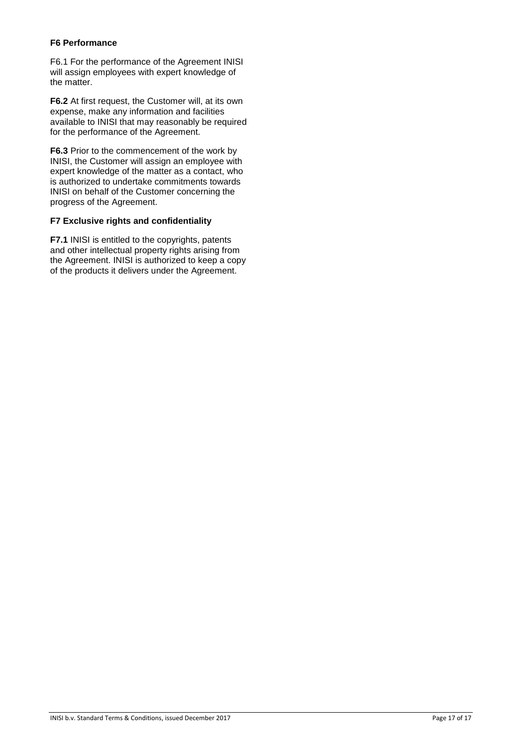**F6 Performance**

F6.1 For the performance of the Agreement INISI will assign employees with expert knowledge of the matter.

**F6.2** At first request, the Customer will, at its own expense, make any information and facilities available to INISI that may reasonably be required for the performance of the Agreement.

**F6.3** Prior to the commencement of the work by INISI, the Customer will assign an employee with expert knowledge of the matter as a contact, who is authorized to undertake commitments towards INISI on behalf of the Customer concerning the progress of the Agreement.

**F7 Exclusive rights and confidentiality**

**F7.1** INISI is entitled to the copyrights, patents and other intellectual property rights arising from the Agreement. INISI is authorized to keep a copy of the products it delivers under the Agreement.